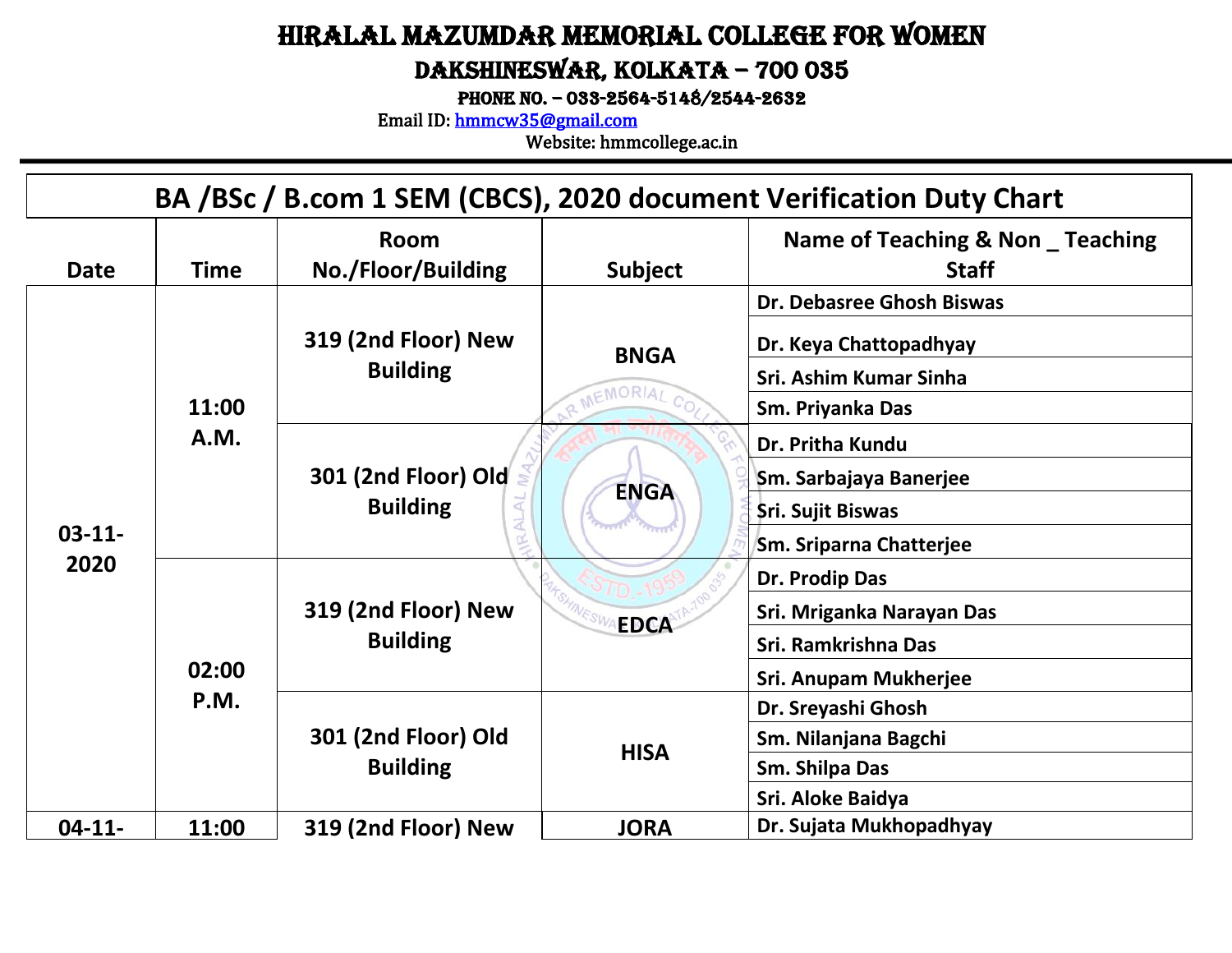# HIRALAL MAZUMDAR MEMORIAL COLLEGE FOR WOMEN

## DAKSHINESWAR, KOLKATA – 700 035

**PHONE NO. – 033-2564-5148/2544-2632**

Email ID: hmmcw35@gmail.com

Website: hmmcollege.ac.in

| BA /BSc / B.com 1 SEM (CBCS), 2020 document Verification Duty Chart | | | | |
|---|---|---|---|---|
| **Date** | **Time** | **Room No./Floor/Building** | **Subject** | **Name of Teaching & Non _ Teaching Staff** |
| 03-11-2020 | 11:00 A.M. | 319 (2nd Floor) New Building | BNGA | Dr. Debasree Ghosh Biswas |
| | | | | Dr. Keya Chattopadhyay |
| | | | | Sri. Ashim Kumar Sinha |
| | | | | Sm. Priyanka Das |
| | | 301 (2nd Floor) Old Building | ENGA | Dr. Pritha Kundu |
| | | | | Sm. Sarbajaya Banerjee |
| | | | | Sri. Sujit Biswas |
| | | | | Sm. Sriparna Chatterjee |
| | 02:00 P.M. | 319 (2nd Floor) New Building | EDCA | Dr. Prodip Das |
| | | | | Sri. Mriganka Narayan Das |
| | | | | Sri. Ramkrishna Das |
| | | | | Sri. Anupam Mukherjee |
| | | 301 (2nd Floor) Old Building | HISA | Dr. Sreyashi Ghosh |
| | | | | Sm. Nilanjana Bagchi |
| | | | | Sm. Shilpa Das |
| | | | | Sri. Aloke Baidya |
| 04-11- | 11:00 | 319 (2nd Floor) New | JORA | Dr. Sujata Mukhopadhyay |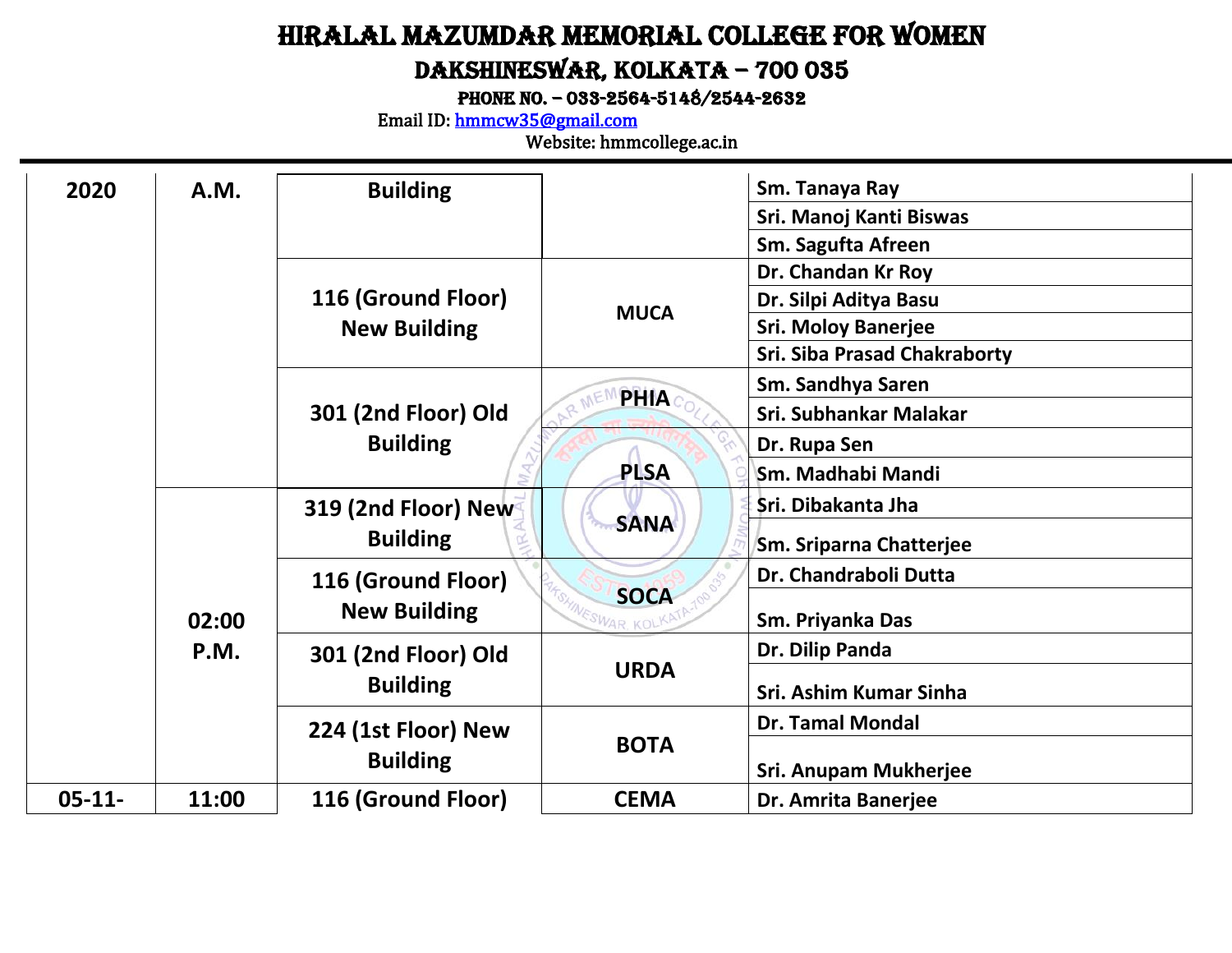# HIRALAL MAZUMDAR MEMORIAL COLLEGE FOR WOMEN

## DAKSHINESWAR, KOLKATA – 700 035

**PHONE NO. – 033-2564-5148/2544-2632**

Email ID: hmmcw35@gmail.com

Website: hmmcollege.ac.in

| | | | | |
|---|---|---|---|---|
| 2020 | A.M. | Building | | Sm. Tanaya Ray |
| | | | | Sri. Manoj Kanti Biswas |
| | | | | Sm. Sagufta Afreen |
| | | 116 (Ground Floor) New Building | MUCA | Dr. Chandan Kr Roy |
| | | | | Dr. Silpi Aditya Basu |
| | | | | Sri. Moloy Banerjee |
| | | | | Sri. Siba Prasad Chakraborty |
| | | 301 (2nd Floor) Old Building | PHIA | Sm. Sandhya Saren |
| | | | | Sri. Subhankar Malakar |
| | | | PLSA | Dr. Rupa Sen |
| | | | | Sm. Madhabi Mandi |
| | 02:00 P.M. | 319 (2nd Floor) New Building | SANA | Sri. Dibakanta Jha |
| | | | | Sm. Sriparna Chatterjee |
| | | 116 (Ground Floor) New Building | SOCA | Dr. Chandraboli Dutta |
| | | | | Sm. Priyanka Das |
| | | 301 (2nd Floor) Old Building | URDA | Dr. Dilip Panda |
| | | | | Sri. Ashim Kumar Sinha |
| | | 224 (1st Floor) New Building | BOTA | Dr. Tamal Mondal |
| | | | | Sri. Anupam Mukherjee |
| 05-11- | 11:00 | 116 (Ground Floor) | CEMA | Dr. Amrita Banerjee |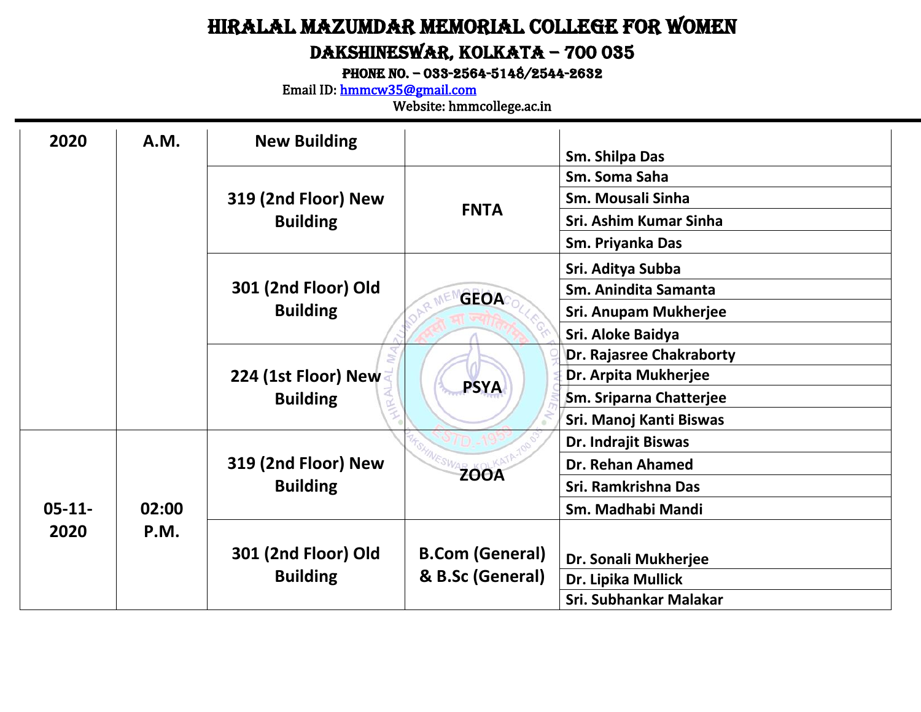# HIRALAL MAZUMDAR MEMORIAL COLLEGE FOR WOMEN

## DAKSHINESWAR, KOLKATA – 700 035

**PHONE NO. – 033-2564-5148/2544-2632**

Email ID: hmmcw35@gmail.com

Website: hmmcollege.ac.in

| | | | | |
|---|---|---|---|---|
| 2020 | A.M. | New Building | | Sm. Shilpa Das |
| | | 319 (2nd Floor) New Building | FNTA | Sm. Soma Saha |
| | | | | Sm. Mousali Sinha |
| | | | | Sri. Ashim Kumar Sinha |
| | | | | Sm. Priyanka Das |
| | | 301 (2nd Floor) Old Building | GEOA | Sri. Aditya Subba |
| | | | | Sm. Anindita Samanta |
| | | | | Sri. Anupam Mukherjee |
| | | | | Sri. Aloke Baidya |
| | | 224 (1st Floor) New Building | PSYA | Dr. Rajasree Chakraborty |
| | | | | Dr. Arpita Mukherjee |
| | | | | Sm. Sriparna Chatterjee |
| | | | | Sri. Manoj Kanti Biswas |
| 05-11-2020 | 02:00 P.M. | 319 (2nd Floor) New Building | ZOOA | Dr. Indrajit Biswas |
| | | | | Dr. Rehan Ahamed |
| | | | | Sri. Ramkrishna Das |
| | | | | Sm. Madhabi Mandi |
| | | 301 (2nd Floor) Old Building | B.Com (General) & B.Sc (General) | Dr. Sonali Mukherjee |
| | | | | Dr. Lipika Mullick |
| | | | | Sri. Subhankar Malakar |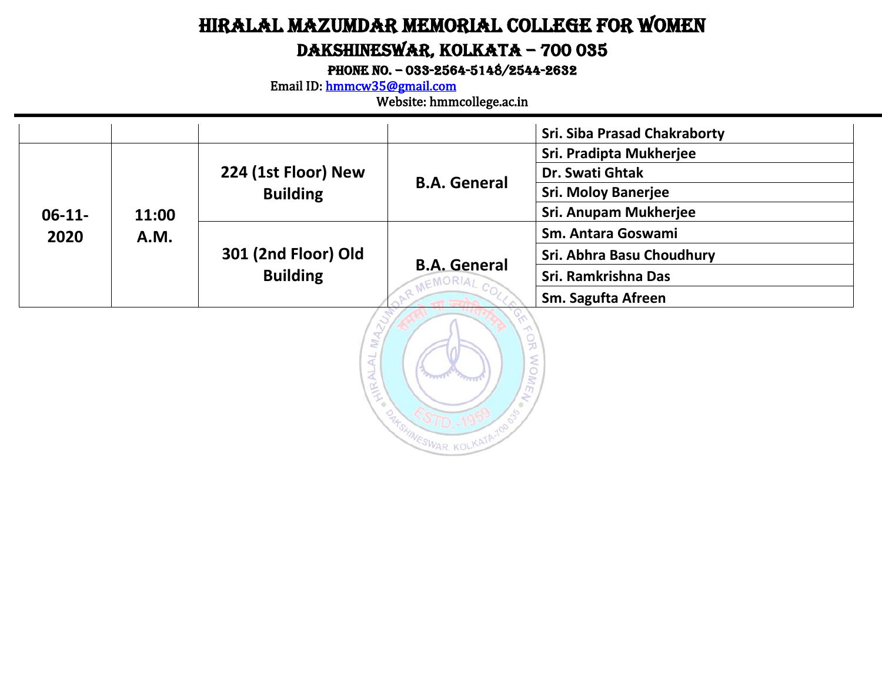# HIRALAL MAZUMDAR MEMORIAL COLLEGE FOR WOMEN

## DAKSHINESWAR, KOLKATA – 700 035

**PHONE NO. – 033-2564-5148/2544-2632**

Email ID: hmmcw35@gmail.com

Website: hmmcollege.ac.in

| | | | | |
|---|---|---|---|---|
| | | | | Sri. Siba Prasad Chakraborty |
| 06-11-2020 | 11:00 A.M. | 224 (1st Floor) New Building | B.A. General | Sri. Pradipta Mukherjee |
| | | | | Dr. Swati Ghtak |
| | | | | Sri. Moloy Banerjee |
| | | | | Sri. Anupam Mukherjee |
| | | 301 (2nd Floor) Old Building | B.A. General | Sm. Antara Goswami |
| | | | | Sri. Abhra Basu Choudhury |
| | | | | Sri. Ramkrishna Das |
| | | | | Sm. Sagufta Afreen |